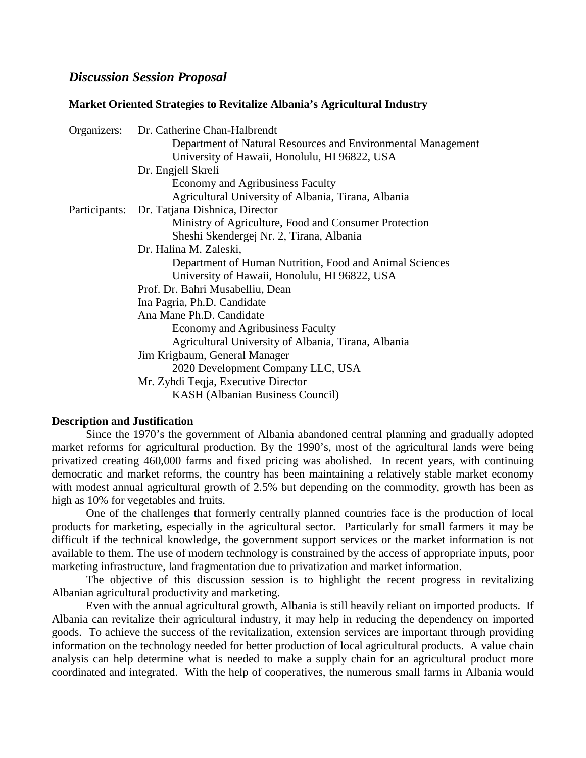## *Discussion Session Proposal*

### Market Oriented Strategies to Revitalize Albania's Agricultural Industry

Organizers: Dr. Catherine Chan-Halbrendt
Department of Natural Resources and Environmental Management
University of Hawaii, Honolulu, HI 96822, USA

Dr. Engjell Skreli
Economy and Agribusiness Faculty
Agricultural University of Albania, Tirana, Albania

Participants: Dr. Tatjana Dishnica, Director
Ministry of Agriculture, Food and Consumer Protection
Sheshi Skendergej Nr. 2, Tirana, Albania

Dr. Halina M. Zaleski,
Department of Human Nutrition, Food and Animal Sciences
University of Hawaii, Honolulu, HI 96822, USA

Prof. Dr. Bahri Musabelliu, Dean
Ina Pagria, Ph.D. Candidate
Ana Mane Ph.D. Candidate
Economy and Agribusiness Faculty
Agricultural University of Albania, Tirana, Albania

Jim Krigbaum, General Manager
2020 Development Company LLC, USA

Mr. Zyhdi Teqja, Executive Director
KASH (Albanian Business Council)

**Description and Justification**

Since the 1970's the government of Albania abandoned central planning and gradually adopted market reforms for agricultural production. By the 1990's, most of the agricultural lands were being privatized creating 460,000 farms and fixed pricing was abolished. In recent years, with continuing democratic and market reforms, the country has been maintaining a relatively stable market economy with modest annual agricultural growth of 2.5% but depending on the commodity, growth has been as high as 10% for vegetables and fruits.

One of the challenges that formerly centrally planned countries face is the production of local products for marketing, especially in the agricultural sector. Particularly for small farmers it may be difficult if the technical knowledge, the government support services or the market information is not available to them. The use of modern technology is constrained by the access of appropriate inputs, poor marketing infrastructure, land fragmentation due to privatization and market information.

The objective of this discussion session is to highlight the recent progress in revitalizing Albanian agricultural productivity and marketing.

Even with the annual agricultural growth, Albania is still heavily reliant on imported products. If Albania can revitalize their agricultural industry, it may help in reducing the dependency on imported goods. To achieve the success of the revitalization, extension services are important through providing information on the technology needed for better production of local agricultural products. A value chain analysis can help determine what is needed to make a supply chain for an agricultural product more coordinated and integrated. With the help of cooperatives, the numerous small farms in Albania would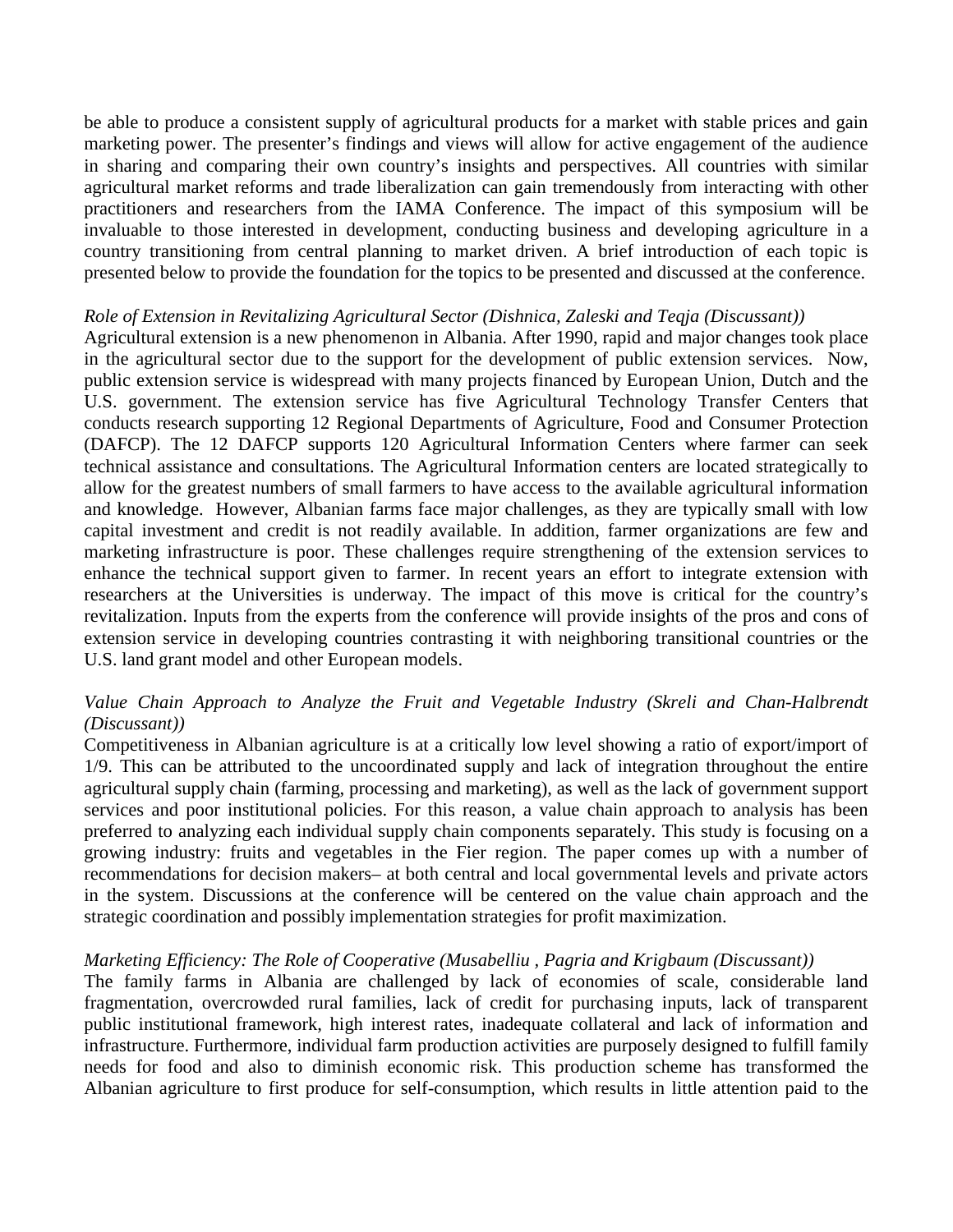be able to produce a consistent supply of agricultural products for a market with stable prices and gain marketing power. The presenter's findings and views will allow for active engagement of the audience in sharing and comparing their own country's insights and perspectives. All countries with similar agricultural market reforms and trade liberalization can gain tremendously from interacting with other practitioners and researchers from the IAMA Conference. The impact of this symposium will be invaluable to those interested in development, conducting business and developing agriculture in a country transitioning from central planning to market driven. A brief introduction of each topic is presented below to provide the foundation for the topics to be presented and discussed at the conference.

*Role of Extension in Revitalizing Agricultural Sector (Dishnica, Zaleski and Teqja (Discussant))*

Agricultural extension is a new phenomenon in Albania. After 1990, rapid and major changes took place in the agricultural sector due to the support for the development of public extension services. Now, public extension service is widespread with many projects financed by European Union, Dutch and the U.S. government. The extension service has five Agricultural Technology Transfer Centers that conducts research supporting 12 Regional Departments of Agriculture, Food and Consumer Protection (DAFCP). The 12 DAFCP supports 120 Agricultural Information Centers where farmer can seek technical assistance and consultations. The Agricultural Information centers are located strategically to allow for the greatest numbers of small farmers to have access to the available agricultural information and knowledge. However, Albanian farms face major challenges, as they are typically small with low capital investment and credit is not readily available. In addition, farmer organizations are few and marketing infrastructure is poor. These challenges require strengthening of the extension services to enhance the technical support given to farmer. In recent years an effort to integrate extension with researchers at the Universities is underway. The impact of this move is critical for the country's revitalization. Inputs from the experts from the conference will provide insights of the pros and cons of extension service in developing countries contrasting it with neighboring transitional countries or the U.S. land grant model and other European models.

*Value Chain Approach to Analyze the Fruit and Vegetable Industry (Skreli and Chan-Halbrendt (Discussant))*

Competitiveness in Albanian agriculture is at a critically low level showing a ratio of export/import of 1/9. This can be attributed to the uncoordinated supply and lack of integration throughout the entire agricultural supply chain (farming, processing and marketing), as well as the lack of government support services and poor institutional policies. For this reason, a value chain approach to analysis has been preferred to analyzing each individual supply chain components separately. This study is focusing on a growing industry: fruits and vegetables in the Fier region. The paper comes up with a number of recommendations for decision makers– at both central and local governmental levels and private actors in the system. Discussions at the conference will be centered on the value chain approach and the strategic coordination and possibly implementation strategies for profit maximization.

*Marketing Efficiency: The Role of Cooperative (Musabelliu , Pagria and Krigbaum (Discussant))*

The family farms in Albania are challenged by lack of economies of scale, considerable land fragmentation, overcrowded rural families, lack of credit for purchasing inputs, lack of transparent public institutional framework, high interest rates, inadequate collateral and lack of information and infrastructure. Furthermore, individual farm production activities are purposely designed to fulfill family needs for food and also to diminish economic risk. This production scheme has transformed the Albanian agriculture to first produce for self-consumption, which results in little attention paid to the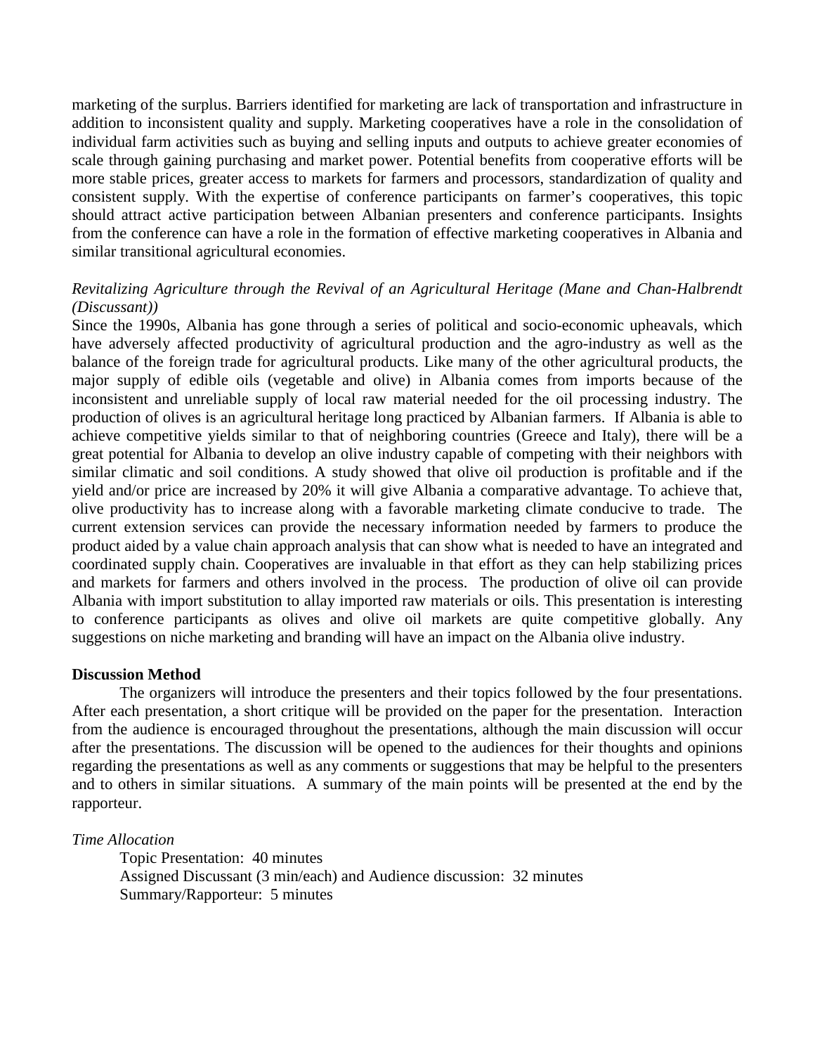marketing of the surplus. Barriers identified for marketing are lack of transportation and infrastructure in addition to inconsistent quality and supply. Marketing cooperatives have a role in the consolidation of individual farm activities such as buying and selling inputs and outputs to achieve greater economies of scale through gaining purchasing and market power. Potential benefits from cooperative efforts will be more stable prices, greater access to markets for farmers and processors, standardization of quality and consistent supply. With the expertise of conference participants on farmer's cooperatives, this topic should attract active participation between Albanian presenters and conference participants. Insights from the conference can have a role in the formation of effective marketing cooperatives in Albania and similar transitional agricultural economies.

*Revitalizing Agriculture through the Revival of an Agricultural Heritage (Mane and Chan-Halbrendt (Discussant))*

Since the 1990s, Albania has gone through a series of political and socio-economic upheavals, which have adversely affected productivity of agricultural production and the agro-industry as well as the balance of the foreign trade for agricultural products. Like many of the other agricultural products, the major supply of edible oils (vegetable and olive) in Albania comes from imports because of the inconsistent and unreliable supply of local raw material needed for the oil processing industry. The production of olives is an agricultural heritage long practiced by Albanian farmers. If Albania is able to achieve competitive yields similar to that of neighboring countries (Greece and Italy), there will be a great potential for Albania to develop an olive industry capable of competing with their neighbors with similar climatic and soil conditions. A study showed that olive oil production is profitable and if the yield and/or price are increased by 20% it will give Albania a comparative advantage. To achieve that, olive productivity has to increase along with a favorable marketing climate conducive to trade. The current extension services can provide the necessary information needed by farmers to produce the product aided by a value chain approach analysis that can show what is needed to have an integrated and coordinated supply chain. Cooperatives are invaluable in that effort as they can help stabilizing prices and markets for farmers and others involved in the process. The production of olive oil can provide Albania with import substitution to allay imported raw materials or oils. This presentation is interesting to conference participants as olives and olive oil markets are quite competitive globally. Any suggestions on niche marketing and branding will have an impact on the Albania olive industry.

**Discussion Method**

The organizers will introduce the presenters and their topics followed by the four presentations. After each presentation, a short critique will be provided on the paper for the presentation. Interaction from the audience is encouraged throughout the presentations, although the main discussion will occur after the presentations. The discussion will be opened to the audiences for their thoughts and opinions regarding the presentations as well as any comments or suggestions that may be helpful to the presenters and to others in similar situations. A summary of the main points will be presented at the end by the rapporteur.

*Time Allocation*

Topic Presentation: 40 minutes
Assigned Discussant (3 min/each) and Audience discussion: 32 minutes
Summary/Rapporteur: 5 minutes